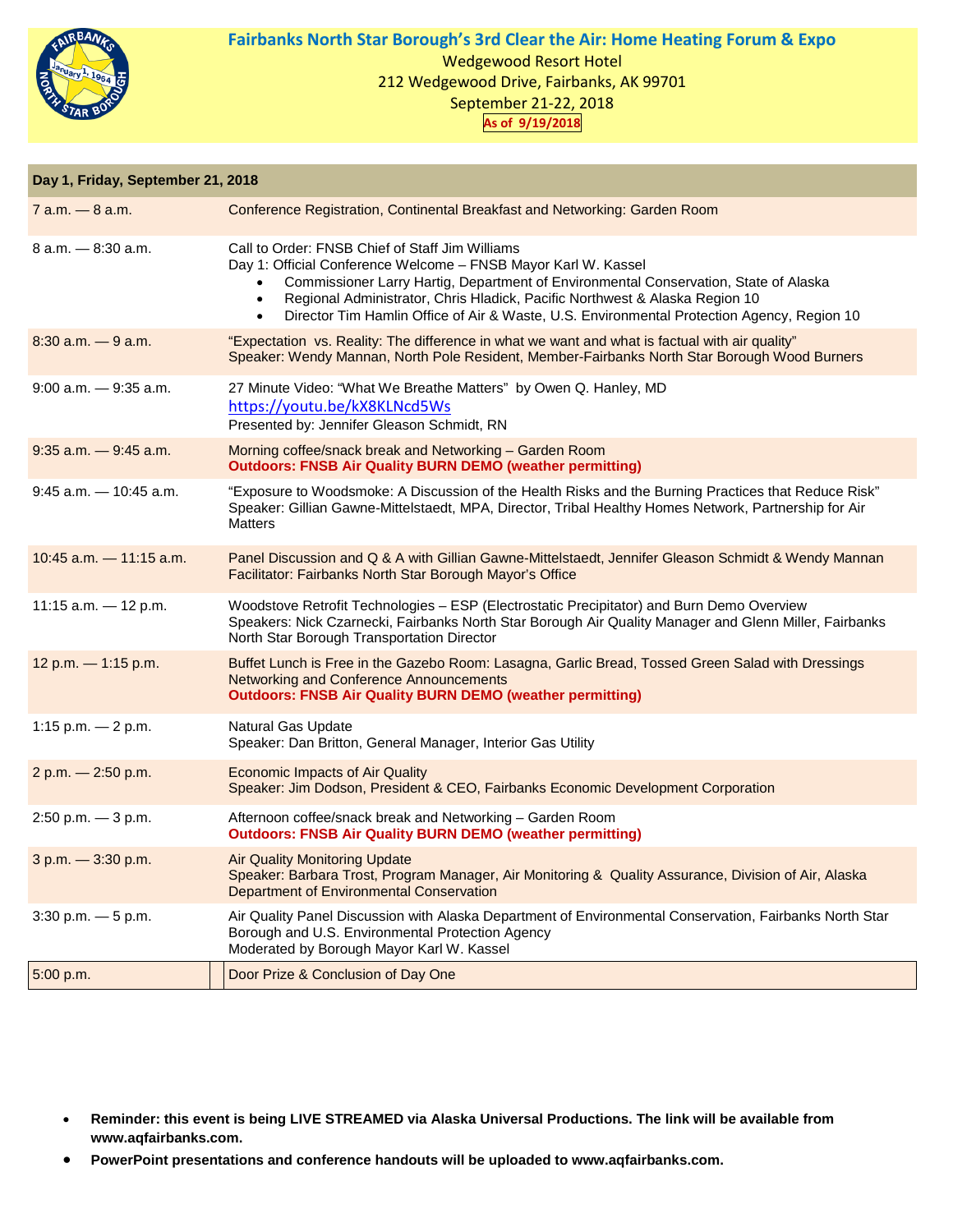# Fairbanks North Star Borough's 3rd Clear the Air: Home Heating Forum & Expo

Wedgewood Resort Hotel
212 Wedgewood Drive, Fairbanks, AK 99701
September 21-22, 2018
**As of 9/19/2018**

| Day 1, Friday, September 21, 2018 | |
|---|---|
| 7 a.m. — 8 a.m. | Conference Registration, Continental Breakfast and Networking: Garden Room |
| 8 a.m. — 8:30 a.m. | Call to Order: FNSB Chief of Staff Jim Williams<br>Day 1: Official Conference Welcome – FNSB Mayor Karl W. Kassel<br>• Commissioner Larry Hartig, Department of Environmental Conservation, State of Alaska<br>• Regional Administrator, Chris Hladick, Pacific Northwest & Alaska Region 10<br>• Director Tim Hamlin Office of Air & Waste, U.S. Environmental Protection Agency, Region 10 |
| 8:30 a.m. — 9 a.m. | "Expectation vs. Reality: The difference in what we want and what is factual with air quality"<br>Speaker: Wendy Mannan, North Pole Resident, Member-Fairbanks North Star Borough Wood Burners |
| 9:00 a.m. — 9:35 a.m. | 27 Minute Video: "What We Breathe Matters" by Owen Q. Hanley, MD<br>https://youtu.be/kX8KLNcd5Ws<br>Presented by: Jennifer Gleason Schmidt, RN |
| 9:35 a.m. — 9:45 a.m. | Morning coffee/snack break and Networking – Garden Room<br>**Outdoors: FNSB Air Quality BURN DEMO (weather permitting)** |
| 9:45 a.m. — 10:45 a.m. | "Exposure to Woodsmoke: A Discussion of the Health Risks and the Burning Practices that Reduce Risk"<br>Speaker: Gillian Gawne-Mittelstaedt, MPA, Director, Tribal Healthy Homes Network, Partnership for Air Matters |
| 10:45 a.m. — 11:15 a.m. | Panel Discussion and Q & A with Gillian Gawne-Mittelstaedt, Jennifer Gleason Schmidt & Wendy Mannan<br>Facilitator: Fairbanks North Star Borough Mayor's Office |
| 11:15 a.m. — 12 p.m. | Woodstove Retrofit Technologies – ESP (Electrostatic Precipitator) and Burn Demo Overview<br>Speakers: Nick Czarnecki, Fairbanks North Star Borough Air Quality Manager and Glenn Miller, Fairbanks North Star Borough Transportation Director |
| 12 p.m. — 1:15 p.m. | Buffet Lunch is Free in the Gazebo Room: Lasagna, Garlic Bread, Tossed Green Salad with Dressings<br>Networking and Conference Announcements<br>**Outdoors: FNSB Air Quality BURN DEMO (weather permitting)** |
| 1:15 p.m. — 2 p.m. | Natural Gas Update<br>Speaker: Dan Britton, General Manager, Interior Gas Utility |
| 2 p.m. — 2:50 p.m. | Economic Impacts of Air Quality<br>Speaker: Jim Dodson, President & CEO, Fairbanks Economic Development Corporation |
| 2:50 p.m. — 3 p.m. | Afternoon coffee/snack break and Networking – Garden Room<br>**Outdoors: FNSB Air Quality BURN DEMO (weather permitting)** |
| 3 p.m. — 3:30 p.m. | Air Quality Monitoring Update<br>Speaker: Barbara Trost, Program Manager, Air Monitoring & Quality Assurance, Division of Air, Alaska Department of Environmental Conservation |
| 3:30 p.m. — 5 p.m. | Air Quality Panel Discussion with Alaska Department of Environmental Conservation, Fairbanks North Star Borough and U.S. Environmental Protection Agency<br>Moderated by Borough Mayor Karl W. Kassel |
| 5:00 p.m. | Door Prize & Conclusion of Day One |

- **Reminder: this event is being LIVE STREAMED via Alaska Universal Productions. The link will be available from www.aqfairbanks.com.**
- **PowerPoint presentations and conference handouts will be uploaded to www.aqfairbanks.com.**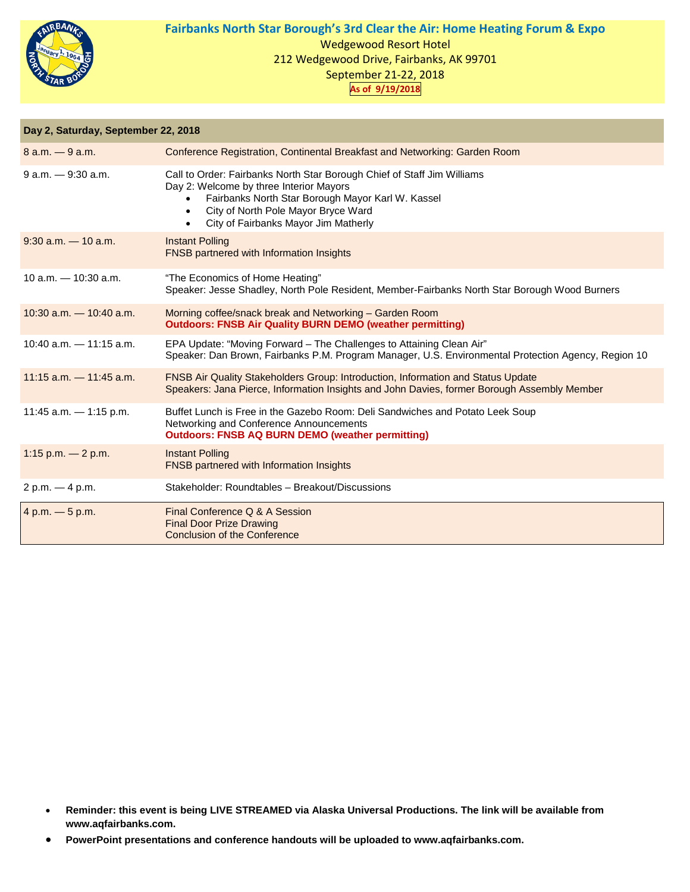# Fairbanks North Star Borough's 3rd Clear the Air: Home Heating Forum & Expo

Wedgewood Resort Hotel
212 Wedgewood Drive, Fairbanks, AK 99701
September 21-22, 2018
**As of 9/19/2018**

| Day 2, Saturday, September 22, 2018 | |
|---|---|
| 8 a.m. — 9 a.m. | Conference Registration, Continental Breakfast and Networking: Garden Room |
| 9 a.m. — 9:30 a.m. | Call to Order: Fairbanks North Star Borough Chief of Staff Jim Williams<br>Day 2: Welcome by three Interior Mayors<br>• Fairbanks North Star Borough Mayor Karl W. Kassel<br>• City of North Pole Mayor Bryce Ward<br>• City of Fairbanks Mayor Jim Matherly |
| 9:30 a.m. — 10 a.m. | Instant Polling<br>FNSB partnered with Information Insights |
| 10 a.m. — 10:30 a.m. | "The Economics of Home Heating"<br>Speaker: Jesse Shadley, North Pole Resident, Member-Fairbanks North Star Borough Wood Burners |
| 10:30 a.m. — 10:40 a.m. | Morning coffee/snack break and Networking – Garden Room<br>**Outdoors: FNSB Air Quality BURN DEMO (weather permitting)** |
| 10:40 a.m. — 11:15 a.m. | EPA Update: "Moving Forward – The Challenges to Attaining Clean Air"<br>Speaker: Dan Brown, Fairbanks P.M. Program Manager, U.S. Environmental Protection Agency, Region 10 |
| 11:15 a.m. — 11:45 a.m. | FNSB Air Quality Stakeholders Group: Introduction, Information and Status Update<br>Speakers: Jana Pierce, Information Insights and John Davies, former Borough Assembly Member |
| 11:45 a.m. — 1:15 p.m. | Buffet Lunch is Free in the Gazebo Room: Deli Sandwiches and Potato Leek Soup<br>Networking and Conference Announcements<br>**Outdoors: FNSB AQ BURN DEMO (weather permitting)** |
| 1:15 p.m. — 2 p.m. | Instant Polling<br>FNSB partnered with Information Insights |
| 2 p.m. — 4 p.m. | Stakeholder: Roundtables – Breakout/Discussions |
| 4 p.m. — 5 p.m. | Final Conference Q & A Session<br>Final Door Prize Drawing<br>Conclusion of the Conference |

- **Reminder: this event is being LIVE STREAMED via Alaska Universal Productions. The link will be available from www.aqfairbanks.com.**
- **PowerPoint presentations and conference handouts will be uploaded to www.aqfairbanks.com.**